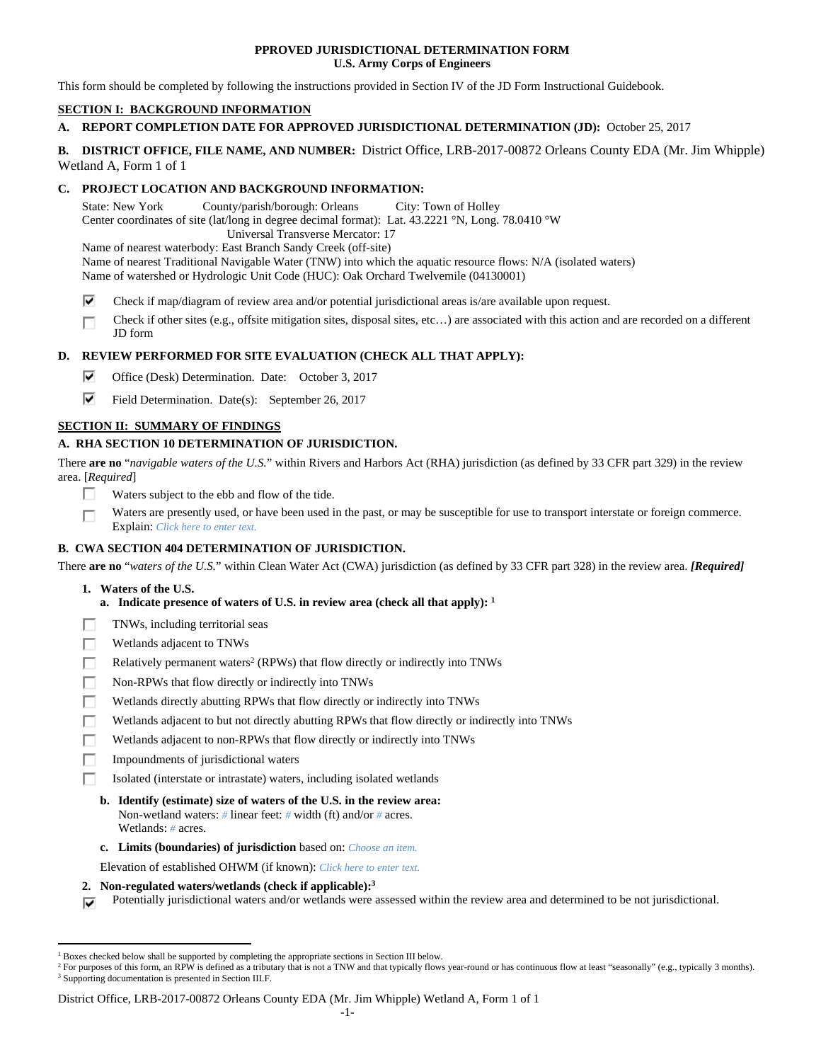**PPROVED JURISDICTIONAL DETERMINATION FORM**
**U.S. Army Corps of Engineers**

This form should be completed by following the instructions provided in Section IV of the JD Form Instructional Guidebook.

## SECTION I: BACKGROUND INFORMATION

**A. REPORT COMPLETION DATE FOR APPROVED JURISDICTIONAL DETERMINATION (JD):** October 25, 2017

**B. DISTRICT OFFICE, FILE NAME, AND NUMBER:** District Office, LRB-2017-00872 Orleans County EDA (Mr. Jim Whipple) Wetland A, Form 1 of 1

**C. PROJECT LOCATION AND BACKGROUND INFORMATION:**

State: New York  County/parish/borough: Orleans  City: Town of Holley
Center coordinates of site (lat/long in degree decimal format): Lat. 43.2221 °N, Long. 78.0410 °W
Universal Transverse Mercator: 17
Name of nearest waterbody: East Branch Sandy Creek (off-site)
Name of nearest Traditional Navigable Water (TNW) into which the aquatic resource flows: N/A (isolated waters)
Name of watershed or Hydrologic Unit Code (HUC): Oak Orchard Twelvemile (04130001)

- ☑ Check if map/diagram of review area and/or potential jurisdictional areas is/are available upon request.
- ☐ Check if other sites (e.g., offsite mitigation sites, disposal sites, etc…) are associated with this action and are recorded on a different JD form

**D. REVIEW PERFORMED FOR SITE EVALUATION (CHECK ALL THAT APPLY):**

- ☑ Office (Desk) Determination. Date: October 3, 2017
- ☑ Field Determination. Date(s): September 26, 2017

## SECTION II: SUMMARY OF FINDINGS

**A. RHA SECTION 10 DETERMINATION OF JURISDICTION.**

There **are no** "*navigable waters of the U.S.*" within Rivers and Harbors Act (RHA) jurisdiction (as defined by 33 CFR part 329) in the review area. [*Required*]

- ☐ Waters subject to the ebb and flow of the tide.
- ☐ Waters are presently used, or have been used in the past, or may be susceptible for use to transport interstate or foreign commerce. Explain: *Click here to enter text.*

**B. CWA SECTION 404 DETERMINATION OF JURISDICTION.**

There **are no** "*waters of the U.S.*" within Clean Water Act (CWA) jurisdiction (as defined by 33 CFR part 328) in the review area. ***[Required]***

**1. Waters of the U.S.**

**a. Indicate presence of waters of U.S. in review area (check all that apply):** [1]

- ☐ TNWs, including territorial seas
- ☐ Wetlands adjacent to TNWs
- ☐ Relatively permanent waters[2] (RPWs) that flow directly or indirectly into TNWs
- ☐ Non-RPWs that flow directly or indirectly into TNWs
- ☐ Wetlands directly abutting RPWs that flow directly or indirectly into TNWs
- ☐ Wetlands adjacent to but not directly abutting RPWs that flow directly or indirectly into TNWs
- ☐ Wetlands adjacent to non-RPWs that flow directly or indirectly into TNWs
- ☐ Impoundments of jurisdictional waters
- ☐ Isolated (interstate or intrastate) waters, including isolated wetlands

**b. Identify (estimate) size of waters of the U.S. in the review area:**
Non-wetland waters: # linear feet: # width (ft) and/or # acres.
Wetlands: # acres.

**c. Limits (boundaries) of jurisdiction** based on: *Choose an item.*

Elevation of established OHWM (if known): *Click here to enter text.*

**2. Non-regulated waters/wetlands (check if applicable):**[3]

- ☑ Potentially jurisdictional waters and/or wetlands were assessed within the review area and determined to be not jurisdictional.

---

[1] Boxes checked below shall be supported by completing the appropriate sections in Section III below.
[2] For purposes of this form, an RPW is defined as a tributary that is not a TNW and that typically flows year-round or has continuous flow at least "seasonally" (e.g., typically 3 months).
[3] Supporting documentation is presented in Section III.F.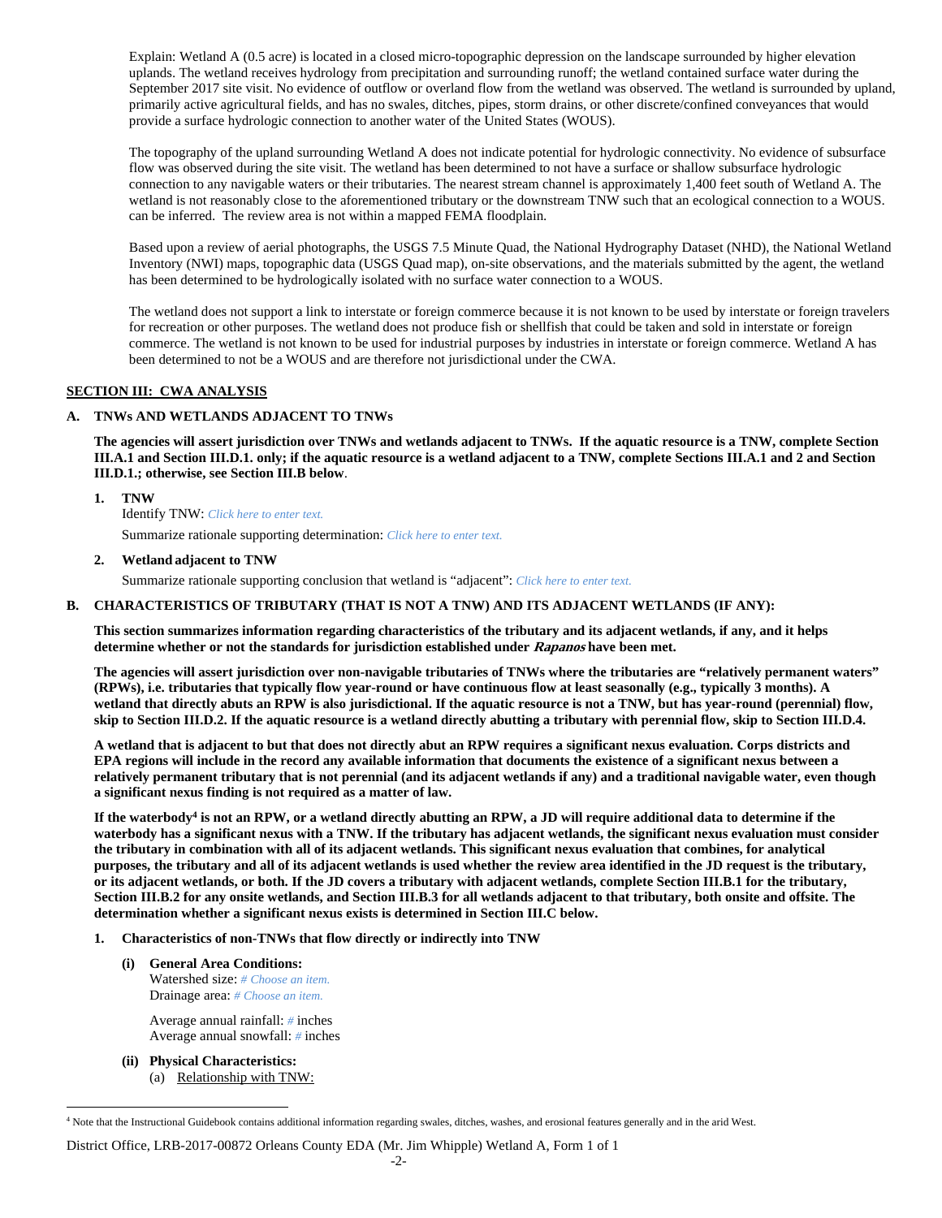Explain: Wetland A (0.5 acre) is located in a closed micro-topographic depression on the landscape surrounded by higher elevation uplands. The wetland receives hydrology from precipitation and surrounding runoff; the wetland contained surface water during the September 2017 site visit. No evidence of outflow or overland flow from the wetland was observed. The wetland is surrounded by upland, primarily active agricultural fields, and has no swales, ditches, pipes, storm drains, or other discrete/confined conveyances that would provide a surface hydrologic connection to another water of the United States (WOUS).

The topography of the upland surrounding Wetland A does not indicate potential for hydrologic connectivity. No evidence of subsurface flow was observed during the site visit. The wetland has been determined to not have a surface or shallow subsurface hydrologic connection to any navigable waters or their tributaries. The nearest stream channel is approximately 1,400 feet south of Wetland A. The wetland is not reasonably close to the aforementioned tributary or the downstream TNW such that an ecological connection to a WOUS. can be inferred. The review area is not within a mapped FEMA floodplain.

Based upon a review of aerial photographs, the USGS 7.5 Minute Quad, the National Hydrography Dataset (NHD), the National Wetland Inventory (NWI) maps, topographic data (USGS Quad map), on-site observations, and the materials submitted by the agent, the wetland has been determined to be hydrologically isolated with no surface water connection to a WOUS.

The wetland does not support a link to interstate or foreign commerce because it is not known to be used by interstate or foreign travelers for recreation or other purposes. The wetland does not produce fish or shellfish that could be taken and sold in interstate or foreign commerce. The wetland is not known to be used for industrial purposes by industries in interstate or foreign commerce. Wetland A has been determined to not be a WOUS and are therefore not jurisdictional under the CWA.

## SECTION III: CWA ANALYSIS

### A. TNWs AND WETLANDS ADJACENT TO TNWs

**The agencies will assert jurisdiction over TNWs and wetlands adjacent to TNWs. If the aquatic resource is a TNW, complete Section III.A.1 and Section III.D.1. only; if the aquatic resource is a wetland adjacent to a TNW, complete Sections III.A.1 and 2 and Section III.D.1.; otherwise, see Section III.B below**.

**1. TNW**

Identify TNW: *Click here to enter text.*

Summarize rationale supporting determination: *Click here to enter text.*

**2. Wetland adjacent to TNW**

Summarize rationale supporting conclusion that wetland is "adjacent": *Click here to enter text.*

### B. CHARACTERISTICS OF TRIBUTARY (THAT IS NOT A TNW) AND ITS ADJACENT WETLANDS (IF ANY):

**This section summarizes information regarding characteristics of the tributary and its adjacent wetlands, if any, and it helps determine whether or not the standards for jurisdiction established under *Rapanos* have been met.**

**The agencies will assert jurisdiction over non-navigable tributaries of TNWs where the tributaries are "relatively permanent waters" (RPWs), i.e. tributaries that typically flow year-round or have continuous flow at least seasonally (e.g., typically 3 months). A wetland that directly abuts an RPW is also jurisdictional. If the aquatic resource is not a TNW, but has year-round (perennial) flow, skip to Section III.D.2. If the aquatic resource is a wetland directly abutting a tributary with perennial flow, skip to Section III.D.4.**

**A wetland that is adjacent to but that does not directly abut an RPW requires a significant nexus evaluation. Corps districts and EPA regions will include in the record any available information that documents the existence of a significant nexus between a relatively permanent tributary that is not perennial (and its adjacent wetlands if any) and a traditional navigable water, even though a significant nexus finding is not required as a matter of law.**

**If the waterbody[4] is not an RPW, or a wetland directly abutting an RPW, a JD will require additional data to determine if the waterbody has a significant nexus with a TNW. If the tributary has adjacent wetlands, the significant nexus evaluation must consider the tributary in combination with all of its adjacent wetlands. This significant nexus evaluation that combines, for analytical purposes, the tributary and all of its adjacent wetlands is used whether the review area identified in the JD request is the tributary, or its adjacent wetlands, or both. If the JD covers a tributary with adjacent wetlands, complete Section III.B.1 for the tributary, Section III.B.2 for any onsite wetlands, and Section III.B.3 for all wetlands adjacent to that tributary, both onsite and offsite. The determination whether a significant nexus exists is determined in Section III.C below.**

**1. Characteristics of non-TNWs that flow directly or indirectly into TNW**

**(i) General Area Conditions:**

Watershed size: *# Choose an item.*
Drainage area: *# Choose an item.*

Average annual rainfall: *#* inches
Average annual snowfall: *#* inches

**(ii) Physical Characteristics:**

(a) Relationship with TNW:

---

[4] Note that the Instructional Guidebook contains additional information regarding swales, ditches, washes, and erosional features generally and in the arid West.

District Office, LRB-2017-00872 Orleans County EDA (Mr. Jim Whipple) Wetland A, Form 1 of 1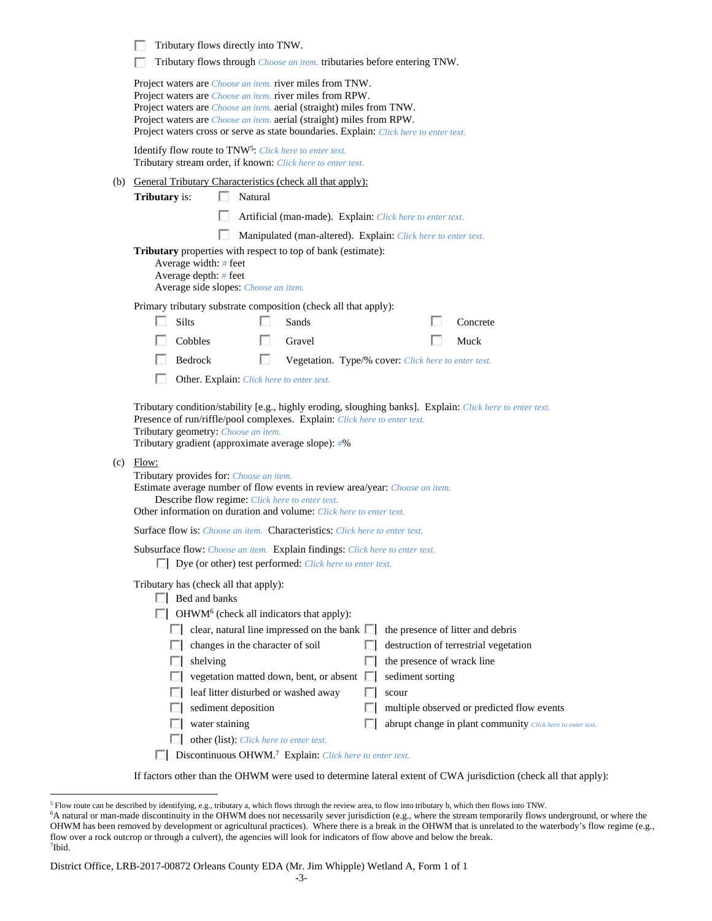☐ Tributary flows directly into TNW.

☐ Tributary flows through *Choose an item.* tributaries before entering TNW.

Project waters are *Choose an item.* river miles from TNW.
Project waters are *Choose an item.* river miles from RPW.
Project waters are *Choose an item.* aerial (straight) miles from TNW.
Project waters are *Choose an item.* aerial (straight) miles from RPW.
Project waters cross or serve as state boundaries. Explain: *Click here to enter text.*

Identify flow route to TNW[5]: *Click here to enter text.*
Tributary stream order, if known: *Click here to enter text.*

(b) General Tributary Characteristics (check all that apply):

**Tributary** is: ☐ Natural

☐ Artificial (man-made). Explain: *Click here to enter text.*

☐ Manipulated (man-altered). Explain: *Click here to enter text.*

**Tributary** properties with respect to top of bank (estimate):
Average width: *#* feet
Average depth: *#* feet
Average side slopes: *Choose an item.*

Primary tributary substrate composition (check all that apply):

☐ Silts ☐ Sands ☐ Concrete
☐ Cobbles ☐ Gravel ☐ Muck
☐ Bedrock ☐ Vegetation. Type/% cover: *Click here to enter text.*
☐ Other. Explain: *Click here to enter text.*

Tributary condition/stability [e.g., highly eroding, sloughing banks]. Explain: *Click here to enter text.*
Presence of run/riffle/pool complexes. Explain: *Click here to enter text.*
Tributary geometry: *Choose an item.*
Tributary gradient (approximate average slope): *#*%

(c) Flow:

Tributary provides for: *Choose an item.*
Estimate average number of flow events in review area/year: *Choose an item.*
Describe flow regime: *Click here to enter text.*
Other information on duration and volume: *Click here to enter text.*

Surface flow is: *Choose an item.* Characteristics: *Click here to enter text.*

Subsurface flow: *Choose an item.* Explain findings: *Click here to enter text.*
☐ Dye (or other) test performed: *Click here to enter text.*

Tributary has (check all that apply):
☐ Bed and banks
☐ OHWM[6] (check all indicators that apply):
☐ clear, natural line impressed on the bank ☐ the presence of litter and debris
☐ changes in the character of soil ☐ destruction of terrestrial vegetation
☐ shelving ☐ the presence of wrack line
☐ vegetation matted down, bent, or absent ☐ sediment sorting
☐ leaf litter disturbed or washed away ☐ scour
☐ sediment deposition ☐ multiple observed or predicted flow events
☐ water staining ☐ abrupt change in plant community *Click here to enter text.*
☐ other (list): *Click here to enter text.*
☐ Discontinuous OHWM.[7] Explain: *Click here to enter text.*

If factors other than the OHWM were used to determine lateral extent of CWA jurisdiction (check all that apply):

---

[5] Flow route can be described by identifying, e.g., tributary a, which flows through the review area, to flow into tributary b, which then flows into TNW.
[6] A natural or man-made discontinuity in the OHWM does not necessarily sever jurisdiction (e.g., where the stream temporarily flows underground, or where the OHWM has been removed by development or agricultural practices). Where there is a break in the OHWM that is unrelated to the waterbody's flow regime (e.g., flow over a rock outcrop or through a culvert), the agencies will look for indicators of flow above and below the break.
[7] Ibid.

District Office, LRB-2017-00872 Orleans County EDA (Mr. Jim Whipple) Wetland A, Form 1 of 1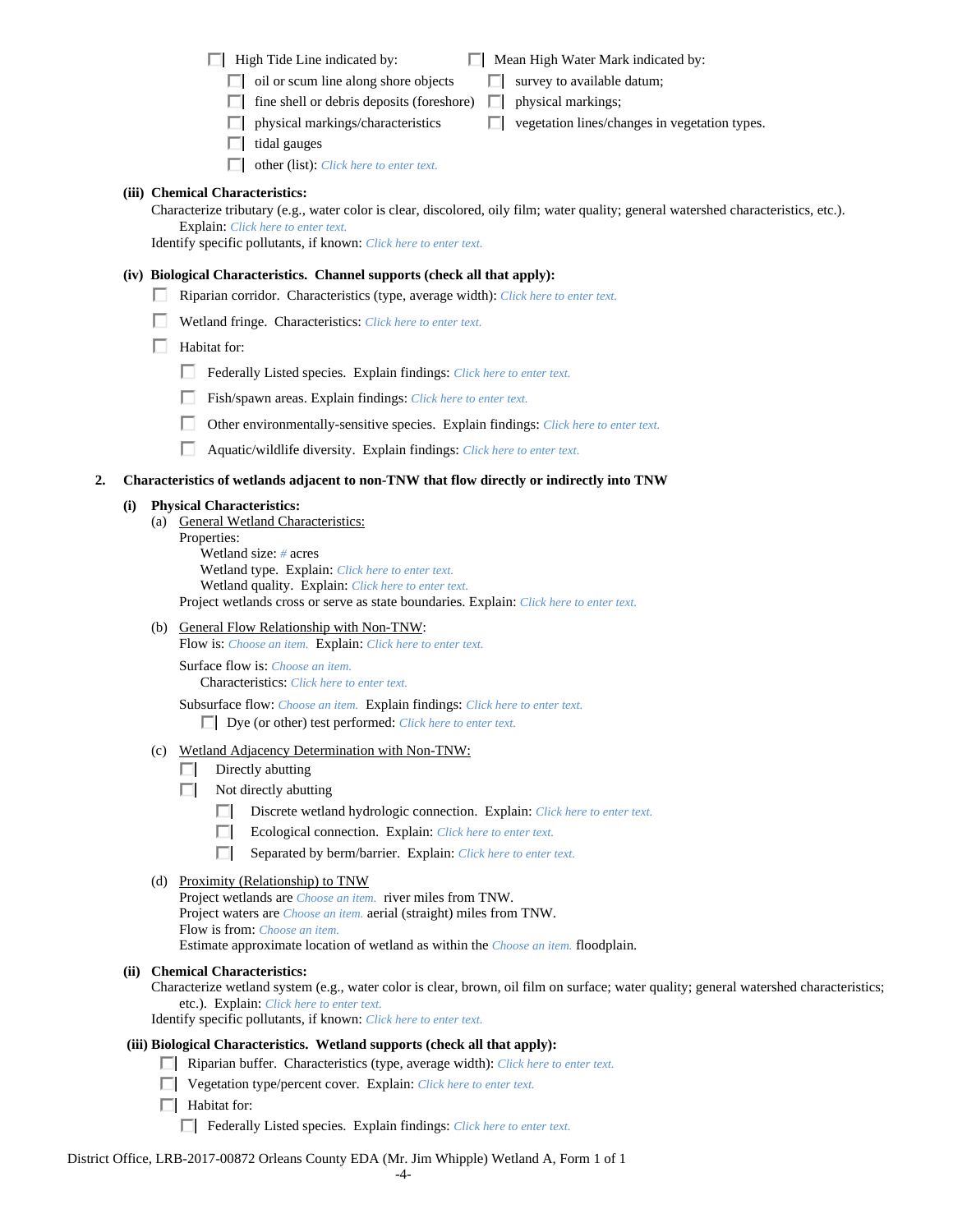☐ High Tide Line indicated by:

- ☐ oil or scum line along shore objects
- ☐ fine shell or debris deposits (foreshore)
- ☐ physical markings/characteristics
- ☐ tidal gauges
- ☐ other (list): *Click here to enter text.*

☐ Mean High Water Mark indicated by:

- ☐ survey to available datum;
- ☐ physical markings;
- ☐ vegetation lines/changes in vegetation types.

**(iii) Chemical Characteristics:**

Characterize tributary (e.g., water color is clear, discolored, oily film; water quality; general watershed characteristics, etc.).
Explain: *Click here to enter text.*

Identify specific pollutants, if known: *Click here to enter text.*

**(iv) Biological Characteristics. Channel supports (check all that apply):**

☐ Riparian corridor. Characteristics (type, average width): *Click here to enter text.*

☐ Wetland fringe. Characteristics: *Click here to enter text.*

☐ Habitat for:

- ☐ Federally Listed species. Explain findings: *Click here to enter text.*
- ☐ Fish/spawn areas. Explain findings: *Click here to enter text.*
- ☐ Other environmentally-sensitive species. Explain findings: *Click here to enter text.*
- ☐ Aquatic/wildlife diversity. Explain findings: *Click here to enter text.*

**2. Characteristics of wetlands adjacent to non-TNW that flow directly or indirectly into TNW**

**(i) Physical Characteristics:**

(a) General Wetland Characteristics:

Properties:

Wetland size: *#* acres

Wetland type. Explain: *Click here to enter text.*

Wetland quality. Explain: *Click here to enter text.*

Project wetlands cross or serve as state boundaries. Explain: *Click here to enter text.*

(b) General Flow Relationship with Non-TNW:

Flow is: *Choose an item.* Explain: *Click here to enter text.*

Surface flow is: *Choose an item.*

Characteristics: *Click here to enter text.*

Subsurface flow: *Choose an item.* Explain findings: *Click here to enter text.*

☐ Dye (or other) test performed: *Click here to enter text.*

(c) Wetland Adjacency Determination with Non-TNW:

☐ Directly abutting

☐ Not directly abutting

- ☐ Discrete wetland hydrologic connection. Explain: *Click here to enter text.*
- ☐ Ecological connection. Explain: *Click here to enter text.*
- ☐ Separated by berm/barrier. Explain: *Click here to enter text.*

(d) Proximity (Relationship) to TNW

Project wetlands are *Choose an item.* river miles from TNW.

Project waters are *Choose an item.* aerial (straight) miles from TNW.

Flow is from: *Choose an item.*

Estimate approximate location of wetland as within the *Choose an item.* floodplain.

**(ii) Chemical Characteristics:**

Characterize wetland system (e.g., water color is clear, brown, oil film on surface; water quality; general watershed characteristics; etc.). Explain: *Click here to enter text.*

Identify specific pollutants, if known: *Click here to enter text.*

**(iii) Biological Characteristics. Wetland supports (check all that apply):**

☐ Riparian buffer. Characteristics (type, average width): *Click here to enter text.*

☐ Vegetation type/percent cover. Explain: *Click here to enter text.*

☐ Habitat for:

- ☐ Federally Listed species. Explain findings: *Click here to enter text.*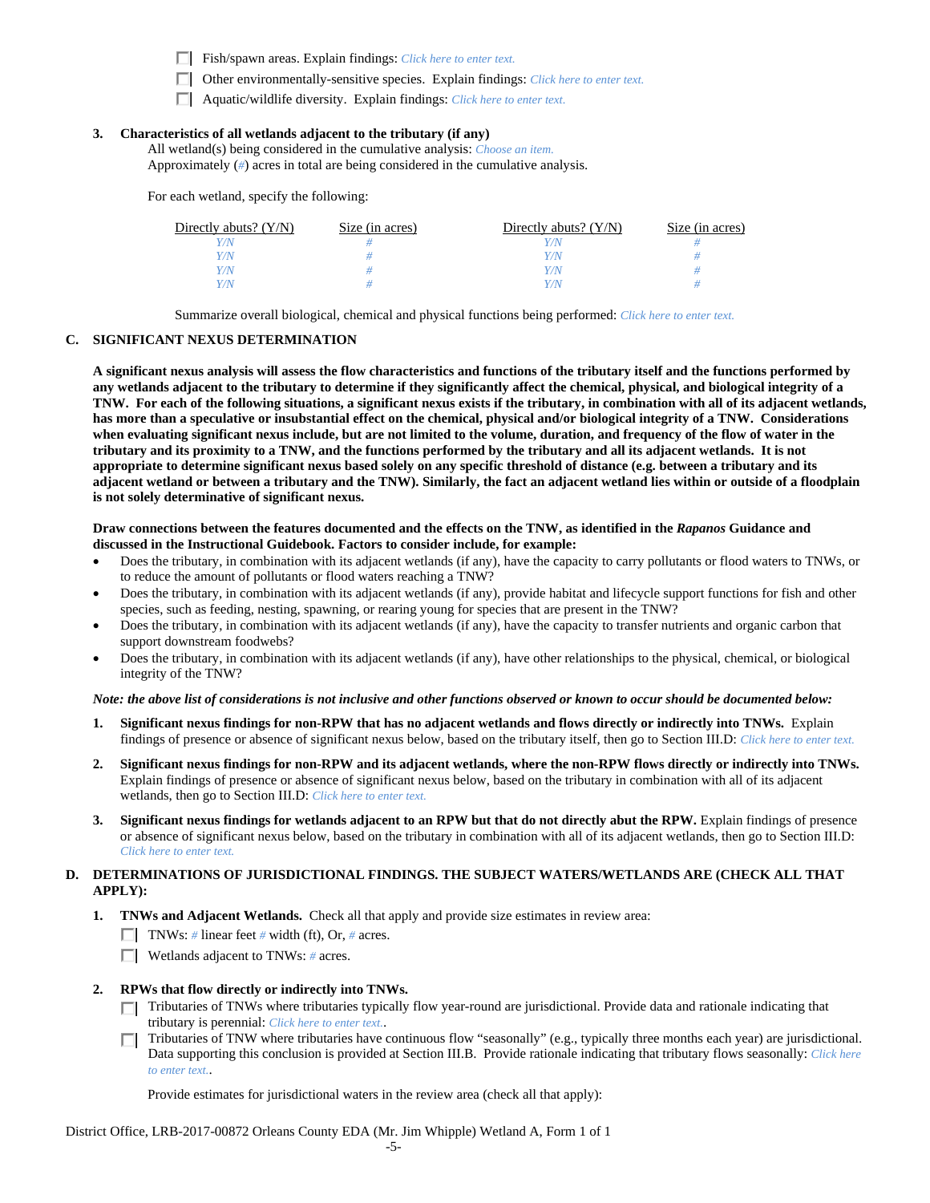☐ Fish/spawn areas. Explain findings: *Click here to enter text.*

☐ Other environmentally-sensitive species. Explain findings: *Click here to enter text.*

☐ Aquatic/wildlife diversity. Explain findings: *Click here to enter text.*

**3. Characteristics of all wetlands adjacent to the tributary (if any)**

All wetland(s) being considered in the cumulative analysis: *Choose an item.*

Approximately (*#*) acres in total are being considered in the cumulative analysis.

For each wetland, specify the following:

| Directly abuts? (Y/N) | Size (in acres) | Directly abuts? (Y/N) | Size (in acres) |
|---|---|---|---|
| *Y/N* | *#* | *Y/N* | *#* |
| *Y/N* | *#* | *Y/N* | *#* |
| *Y/N* | *#* | *Y/N* | *#* |
| *Y/N* | *#* | *Y/N* | *#* |

Summarize overall biological, chemical and physical functions being performed: *Click here to enter text.*

## C. SIGNIFICANT NEXUS DETERMINATION

**A significant nexus analysis will assess the flow characteristics and functions of the tributary itself and the functions performed by any wetlands adjacent to the tributary to determine if they significantly affect the chemical, physical, and biological integrity of a TNW. For each of the following situations, a significant nexus exists if the tributary, in combination with all of its adjacent wetlands, has more than a speculative or insubstantial effect on the chemical, physical and/or biological integrity of a TNW. Considerations when evaluating significant nexus include, but are not limited to the volume, duration, and frequency of the flow of water in the tributary and its proximity to a TNW, and the functions performed by the tributary and all its adjacent wetlands. It is not appropriate to determine significant nexus based solely on any specific threshold of distance (e.g. between a tributary and its adjacent wetland or between a tributary and the TNW). Similarly, the fact an adjacent wetland lies within or outside of a floodplain is not solely determinative of significant nexus.**

**Draw connections between the features documented and the effects on the TNW, as identified in the *Rapanos* Guidance and discussed in the Instructional Guidebook. Factors to consider include, for example:**

- Does the tributary, in combination with its adjacent wetlands (if any), have the capacity to carry pollutants or flood waters to TNWs, or to reduce the amount of pollutants or flood waters reaching a TNW?
- Does the tributary, in combination with its adjacent wetlands (if any), provide habitat and lifecycle support functions for fish and other species, such as feeding, nesting, spawning, or rearing young for species that are present in the TNW?
- Does the tributary, in combination with its adjacent wetlands (if any), have the capacity to transfer nutrients and organic carbon that support downstream foodwebs?
- Does the tributary, in combination with its adjacent wetlands (if any), have other relationships to the physical, chemical, or biological integrity of the TNW?

***Note: the above list of considerations is not inclusive and other functions observed or known to occur should be documented below:***

1. **Significant nexus findings for non-RPW that has no adjacent wetlands and flows directly or indirectly into TNWs.** Explain findings of presence or absence of significant nexus below, based on the tributary itself, then go to Section III.D: *Click here to enter text.*

2. **Significant nexus findings for non-RPW and its adjacent wetlands, where the non-RPW flows directly or indirectly into TNWs.** Explain findings of presence or absence of significant nexus below, based on the tributary in combination with all of its adjacent wetlands, then go to Section III.D: *Click here to enter text.*

3. **Significant nexus findings for wetlands adjacent to an RPW but that do not directly abut the RPW.** Explain findings of presence or absence of significant nexus below, based on the tributary in combination with all of its adjacent wetlands, then go to Section III.D: *Click here to enter text.*

## D. DETERMINATIONS OF JURISDICTIONAL FINDINGS. THE SUBJECT WATERS/WETLANDS ARE (CHECK ALL THAT APPLY):

**1. TNWs and Adjacent Wetlands.** Check all that apply and provide size estimates in review area:

☐ TNWs: *#* linear feet *#* width (ft), Or, *#* acres.

☐ Wetlands adjacent to TNWs: *#* acres.

**2. RPWs that flow directly or indirectly into TNWs.**

☐ Tributaries of TNWs where tributaries typically flow year-round are jurisdictional. Provide data and rationale indicating that tributary is perennial: *Click here to enter text.*.

☐ Tributaries of TNW where tributaries have continuous flow "seasonally" (e.g., typically three months each year) are jurisdictional. Data supporting this conclusion is provided at Section III.B. Provide rationale indicating that tributary flows seasonally: *Click here to enter text.*.

Provide estimates for jurisdictional waters in the review area (check all that apply):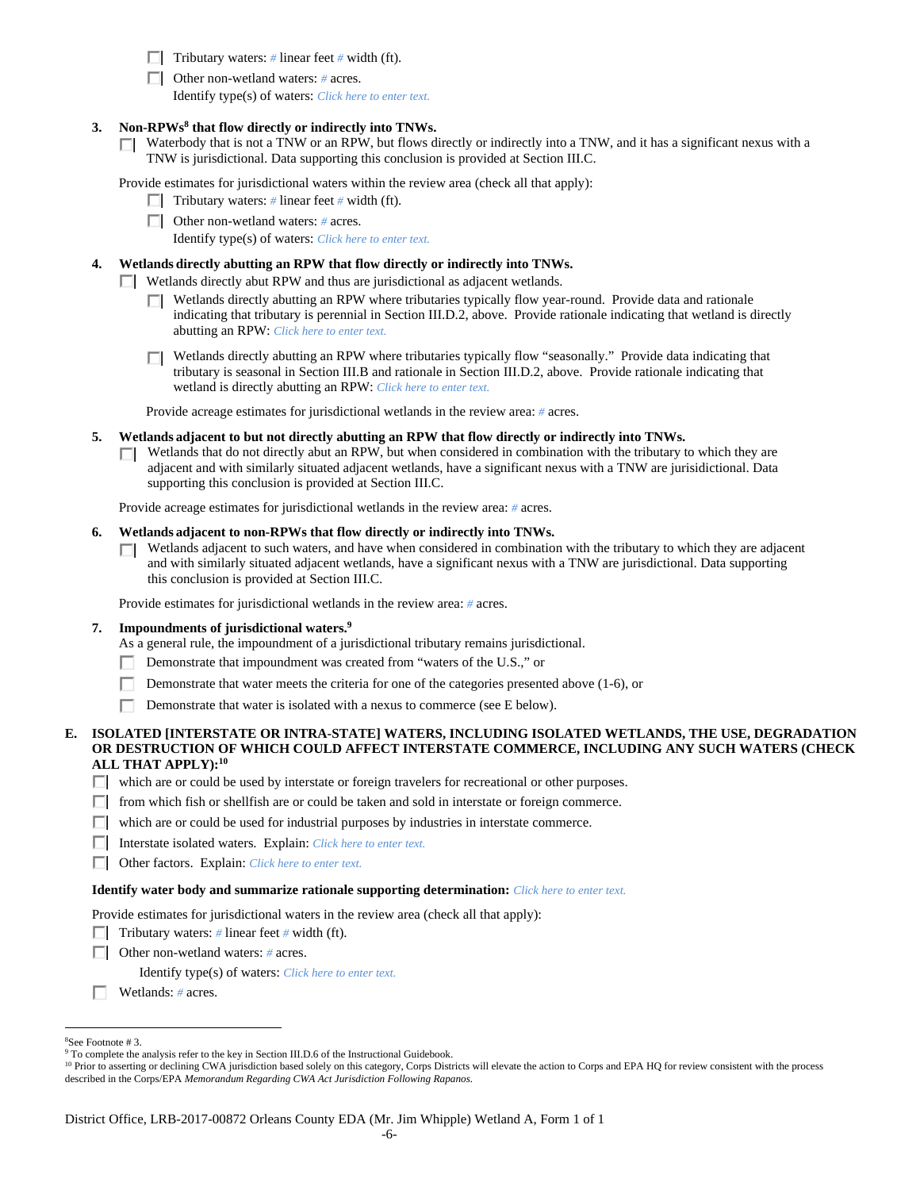- ☐ Tributary waters: # linear feet # width (ft).
- ☐ Other non-wetland waters: # acres.

  Identify type(s) of waters: *Click here to enter text.*

**3. Non-RPWs[8] that flow directly or indirectly into TNWs.**

☐ Waterbody that is not a TNW or an RPW, but flows directly or indirectly into a TNW, and it has a significant nexus with a TNW is jurisdictional. Data supporting this conclusion is provided at Section III.C.

Provide estimates for jurisdictional waters within the review area (check all that apply):

- ☐ Tributary waters: # linear feet # width (ft).
- ☐ Other non-wetland waters: # acres.

  Identify type(s) of waters: *Click here to enter text.*

**4. Wetlands directly abutting an RPW that flow directly or indirectly into TNWs.**

☐ Wetlands directly abut RPW and thus are jurisdictional as adjacent wetlands.

- ☐ Wetlands directly abutting an RPW where tributaries typically flow year-round. Provide data and rationale indicating that tributary is perennial in Section III.D.2, above. Provide rationale indicating that wetland is directly abutting an RPW: *Click here to enter text.*
- ☐ Wetlands directly abutting an RPW where tributaries typically flow "seasonally." Provide data indicating that tributary is seasonal in Section III.B and rationale in Section III.D.2, above. Provide rationale indicating that wetland is directly abutting an RPW: *Click here to enter text.*

Provide acreage estimates for jurisdictional wetlands in the review area: # acres.

**5. Wetlands adjacent to but not directly abutting an RPW that flow directly or indirectly into TNWs.**

☐ Wetlands that do not directly abut an RPW, but when considered in combination with the tributary to which they are adjacent and with similarly situated adjacent wetlands, have a significant nexus with a TNW are jurisidictional. Data supporting this conclusion is provided at Section III.C.

Provide acreage estimates for jurisdictional wetlands in the review area: # acres.

**6. Wetlands adjacent to non-RPWs that flow directly or indirectly into TNWs.**

☐ Wetlands adjacent to such waters, and have when considered in combination with the tributary to which they are adjacent and with similarly situated adjacent wetlands, have a significant nexus with a TNW are jurisdictional. Data supporting this conclusion is provided at Section III.C.

Provide estimates for jurisdictional wetlands in the review area: # acres.

**7. Impoundments of jurisdictional waters.[9]**

As a general rule, the impoundment of a jurisdictional tributary remains jurisdictional.

- ☐ Demonstrate that impoundment was created from "waters of the U.S.," or
- ☐ Demonstrate that water meets the criteria for one of the categories presented above (1-6), or
- ☐ Demonstrate that water is isolated with a nexus to commerce (see E below).

**E. ISOLATED [INTERSTATE OR INTRA-STATE] WATERS, INCLUDING ISOLATED WETLANDS, THE USE, DEGRADATION OR DESTRUCTION OF WHICH COULD AFFECT INTERSTATE COMMERCE, INCLUDING ANY SUCH WATERS (CHECK ALL THAT APPLY):[10]**

- ☐ which are or could be used by interstate or foreign travelers for recreational or other purposes.
- ☐ from which fish or shellfish are or could be taken and sold in interstate or foreign commerce.
- ☐ which are or could be used for industrial purposes by industries in interstate commerce.
- ☐ Interstate isolated waters. Explain: *Click here to enter text.*
- ☐ Other factors. Explain: *Click here to enter text.*

**Identify water body and summarize rationale supporting determination:** *Click here to enter text.*

Provide estimates for jurisdictional waters in the review area (check all that apply):

- ☐ Tributary waters: # linear feet # width (ft).
- ☐ Other non-wetland waters: # acres.

  Identify type(s) of waters: *Click here to enter text.*
- ☐ Wetlands: # acres.

---

[8] See Footnote # 3.

[9] To complete the analysis refer to the key in Section III.D.6 of the Instructional Guidebook.

[10] Prior to asserting or declining CWA jurisdiction based solely on this category, Corps Districts will elevate the action to Corps and EPA HQ for review consistent with the process described in the Corps/EPA *Memorandum Regarding CWA Act Jurisdiction Following Rapanos.*

District Office, LRB-2017-00872 Orleans County EDA (Mr. Jim Whipple) Wetland A, Form 1 of 1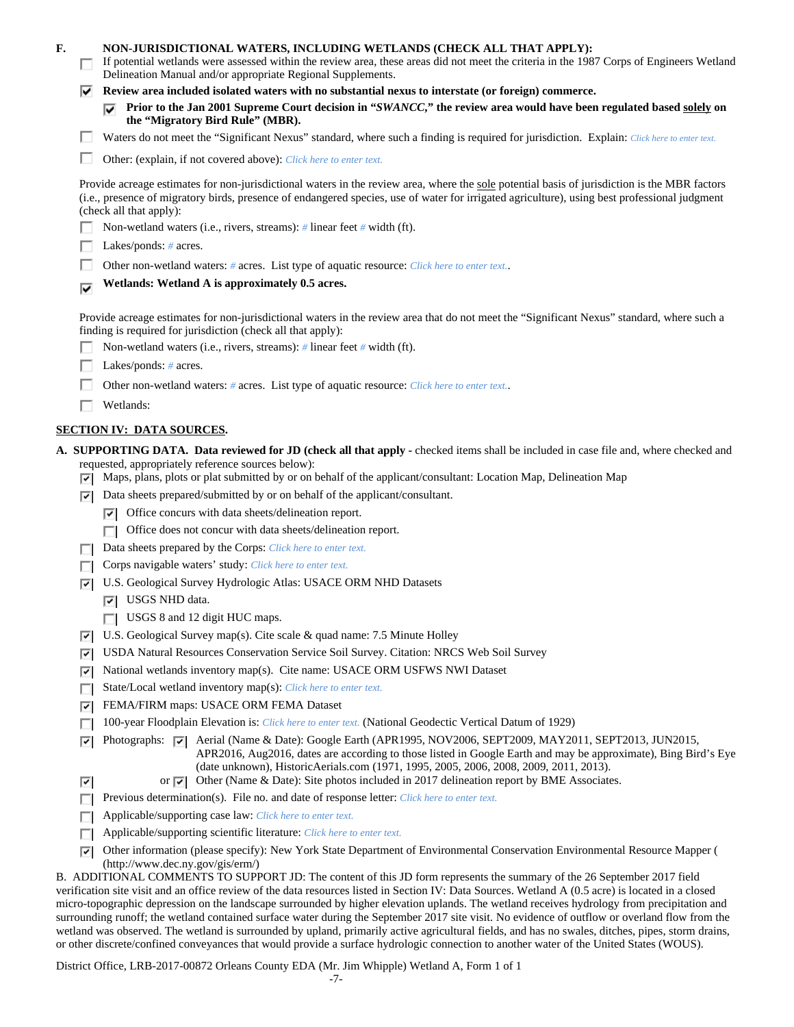**F. NON-JURISDICTIONAL WATERS, INCLUDING WETLANDS (CHECK ALL THAT APPLY):**

- [ ] If potential wetlands were assessed within the review area, these areas did not meet the criteria in the 1987 Corps of Engineers Wetland Delineation Manual and/or appropriate Regional Supplements.
- [x] **Review area included isolated waters with no substantial nexus to interstate (or foreign) commerce.**
  - [x] **Prior to the Jan 2001 Supreme Court decision in "*SWANCC*," the review area would have been regulated based solely on the "Migratory Bird Rule" (MBR).**
- [ ] Waters do not meet the "Significant Nexus" standard, where such a finding is required for jurisdiction. Explain: *Click here to enter text.*
- [ ] Other: (explain, if not covered above): *Click here to enter text.*

Provide acreage estimates for non-jurisdictional waters in the review area, where the sole potential basis of jurisdiction is the MBR factors (i.e., presence of migratory birds, presence of endangered species, use of water for irrigated agriculture), using best professional judgment (check all that apply):

- [ ] Non-wetland waters (i.e., rivers, streams): # linear feet # width (ft).
- [ ] Lakes/ponds: # acres.
- [ ] Other non-wetland waters: # acres. List type of aquatic resource: *Click here to enter text.*.
- [x] **Wetlands: Wetland A is approximately 0.5 acres.**

Provide acreage estimates for non-jurisdictional waters in the review area that do not meet the "Significant Nexus" standard, where such a finding is required for jurisdiction (check all that apply):

- [ ] Non-wetland waters (i.e., rivers, streams): # linear feet # width (ft).
- [ ] Lakes/ponds: # acres.
- [ ] Other non-wetland waters: # acres. List type of aquatic resource: *Click here to enter text.*.
- [ ] Wetlands:

## SECTION IV: DATA SOURCES.

**A. SUPPORTING DATA. Data reviewed for JD (check all that apply -** checked items shall be included in case file and, where checked and requested, appropriately reference sources below):

- [x] Maps, plans, plots or plat submitted by or on behalf of the applicant/consultant: Location Map, Delineation Map
- [x] Data sheets prepared/submitted by or on behalf of the applicant/consultant.
  - [x] Office concurs with data sheets/delineation report.
  - [ ] Office does not concur with data sheets/delineation report.
- [ ] Data sheets prepared by the Corps: *Click here to enter text.*
- [ ] Corps navigable waters' study: *Click here to enter text.*
- [x] U.S. Geological Survey Hydrologic Atlas: USACE ORM NHD Datasets
  - [x] USGS NHD data.
  - [ ] USGS 8 and 12 digit HUC maps.
- [x] U.S. Geological Survey map(s). Cite scale & quad name: 7.5 Minute Holley
- [x] USDA Natural Resources Conservation Service Soil Survey. Citation: NRCS Web Soil Survey
- [x] National wetlands inventory map(s). Cite name: USACE ORM USFWS NWI Dataset
- [ ] State/Local wetland inventory map(s): *Click here to enter text.*
- [x] FEMA/FIRM maps: USACE ORM FEMA Dataset
- [ ] 100-year Floodplain Elevation is: *Click here to enter text.* (National Geodectic Vertical Datum of 1929)
- [x] Photographs: [x] Aerial (Name & Date): Google Earth (APR1995, NOV2006, SEPT2009, MAY2011, SEPT2013, JUN2015, APR2016, Aug2016, dates are according to those listed in Google Earth and may be approximate), Bing Bird's Eye (date unknown), HistoricAerials.com (1971, 1995, 2005, 2006, 2008, 2009, 2011, 2013).
- [x] or [x] Other (Name & Date): Site photos included in 2017 delineation report by BME Associates.
- [ ] Previous determination(s). File no. and date of response letter: *Click here to enter text.*
- [ ] Applicable/supporting case law: *Click here to enter text.*
- [ ] Applicable/supporting scientific literature: *Click here to enter text.*
- [x] Other information (please specify): New York State Department of Environmental Conservation Environmental Resource Mapper ( (http://www.dec.ny.gov/gis/erm/)

B. ADDITIONAL COMMENTS TO SUPPORT JD: The content of this JD form represents the summary of the 26 September 2017 field verification site visit and an office review of the data resources listed in Section IV: Data Sources. Wetland A (0.5 acre) is located in a closed micro-topographic depression on the landscape surrounded by higher elevation uplands. The wetland receives hydrology from precipitation and surrounding runoff; the wetland contained surface water during the September 2017 site visit. No evidence of outflow or overland flow from the wetland was observed. The wetland is surrounded by upland, primarily active agricultural fields, and has no swales, ditches, pipes, storm drains, or other discrete/confined conveyances that would provide a surface hydrologic connection to another water of the United States (WOUS).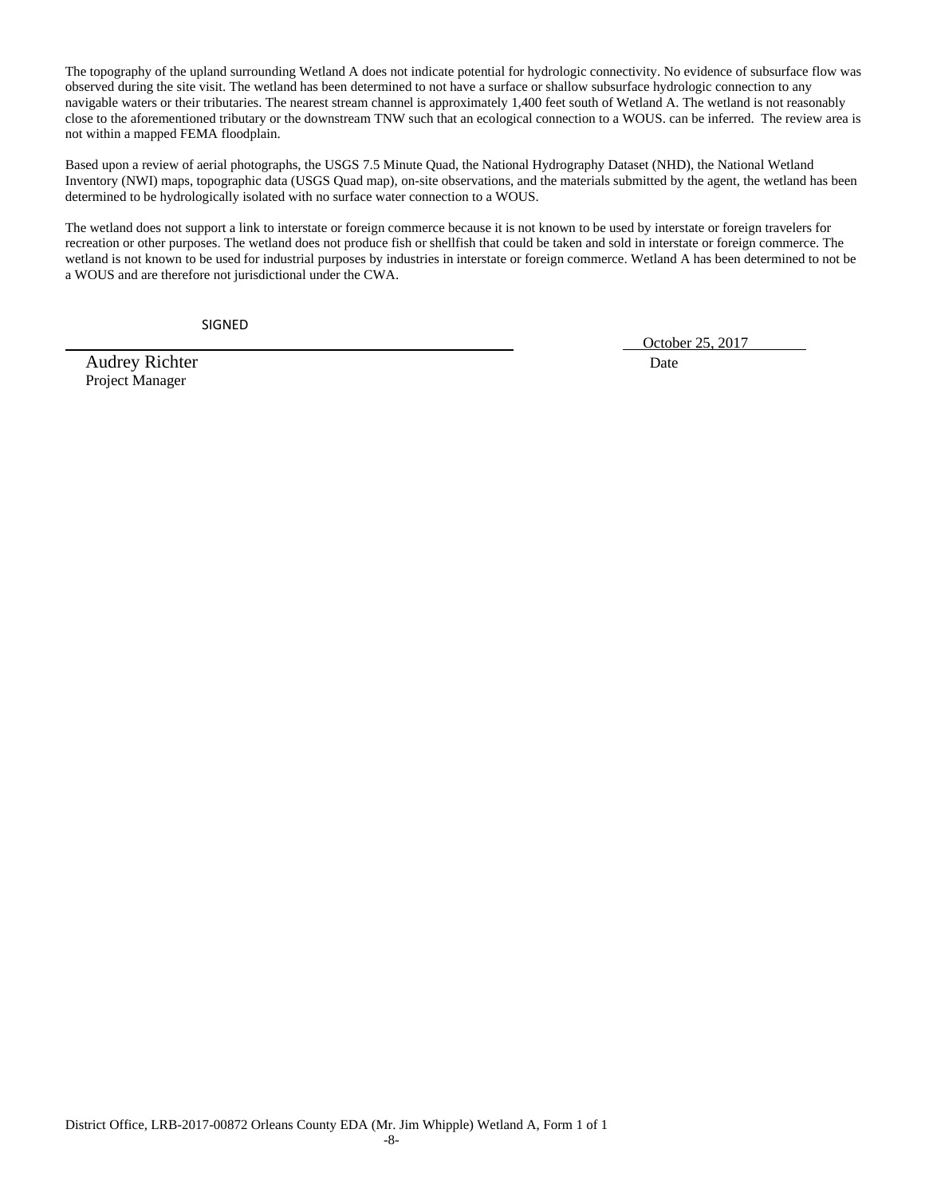The topography of the upland surrounding Wetland A does not indicate potential for hydrologic connectivity. No evidence of subsurface flow was observed during the site visit. The wetland has been determined to not have a surface or shallow subsurface hydrologic connection to any navigable waters or their tributaries. The nearest stream channel is approximately 1,400 feet south of Wetland A. The wetland is not reasonably close to the aforementioned tributary or the downstream TNW such that an ecological connection to a WOUS. can be inferred. The review area is not within a mapped FEMA floodplain.

Based upon a review of aerial photographs, the USGS 7.5 Minute Quad, the National Hydrography Dataset (NHD), the National Wetland Inventory (NWI) maps, topographic data (USGS Quad map), on-site observations, and the materials submitted by the agent, the wetland has been determined to be hydrologically isolated with no surface water connection to a WOUS.

The wetland does not support a link to interstate or foreign commerce because it is not known to be used by interstate or foreign travelers for recreation or other purposes. The wetland does not produce fish or shellfish that could be taken and sold in interstate or foreign commerce. The wetland is not known to be used for industrial purposes by industries in interstate or foreign commerce. Wetland A has been determined to not be a WOUS and are therefore not jurisdictional under the CWA.

SIGNED

Audrey Richter
Project Manager

October 25, 2017
Date

District Office, LRB-2017-00872 Orleans County EDA (Mr. Jim Whipple) Wetland A, Form 1 of 1